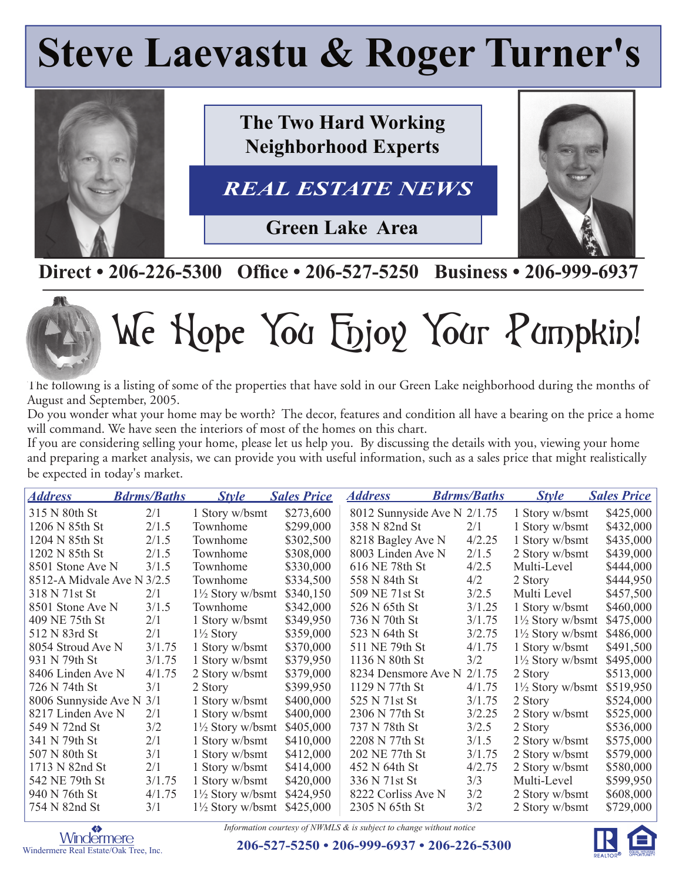# Steve Laevastu & Roger Turner's

**The Two Hard Working Neighborhood Experts**

***REAL ESTATE NEWS***

**Green Lake Area**

**Direct • 206-226-5300 Office • 206-527-5250 Business • 206-999-6937**

## We Hope You Enjoy Your Pumpkin!

The following is a listing of some of the properties that have sold in our Green Lake neighborhood during the months of August and September, 2005.

Do you wonder what your home may be worth? The decor, features and condition all have a bearing on the price a home will command. We have seen the interiors of most of the homes on this chart.

If you are considering selling your home, please let us help you. By discussing the details with you, viewing your home and preparing a market analysis, we can provide you with useful information, such as a sales price that might realistically be expected in today's market.

| Address | Bdrms/Baths | Style | Sales Price |
|---|---|---|---|
| 315 N 80th St | 2/1 | 1 Story w/bsmt | $273,600 |
| 1206 N 85th St | 2/1.5 | Townhome | $299,000 |
| 1204 N 85th St | 2/1.5 | Townhome | $302,500 |
| 1202 N 85th St | 2/1.5 | Townhome | $308,000 |
| 8501 Stone Ave N | 3/1.5 | Townhome | $330,000 |
| 8512-A Midvale Ave N | 3/2.5 | Townhome | $334,500 |
| 318 N 71st St | 2/1 | 1½ Story w/bsmt | $340,150 |
| 8501 Stone Ave N | 3/1.5 | Townhome | $342,000 |
| 409 NE 75th St | 2/1 | 1 Story w/bsmt | $349,950 |
| 512 N 83rd St | 2/1 | 1½ Story | $359,000 |
| 8054 Stroud Ave N | 3/1.75 | 1 Story w/bsmt | $370,000 |
| 931 N 79th St | 3/1.75 | 1 Story w/bsmt | $379,950 |
| 8406 Linden Ave N | 4/1.75 | 2 Story w/bsmt | $379,000 |
| 726 N 74th St | 3/1 | 2 Story | $399,950 |
| 8006 Sunnyside Ave N | 3/1 | 1 Story w/bsmt | $400,000 |
| 8217 Linden Ave N | 2/1 | 1 Story w/bsmt | $400,000 |
| 549 N 72nd St | 3/2 | 1½ Story w/bsmt | $405,000 |
| 341 N 79th St | 2/1 | 1 Story w/bsmt | $410,000 |
| 507 N 80th St | 3/1 | 1 Story w/bsmt | $412,000 |
| 1713 N 82nd St | 2/1 | 1 Story w/bsmt | $414,000 |
| 542 NE 79th St | 3/1.75 | 1 Story w/bsmt | $420,000 |
| 940 N 76th St | 4/1.75 | 1½ Story w/bsmt | $424,950 |
| 754 N 82nd St | 3/1 | 1½ Story w/bsmt | $425,000 |
| 8012 Sunnyside Ave N | 2/1.75 | 1 Story w/bsmt | $425,000 |
| 358 N 82nd St | 2/1 | 1 Story w/bsmt | $432,000 |
| 8218 Bagley Ave N | 4/2.25 | 1 Story w/bsmt | $435,000 |
| 8003 Linden Ave N | 2/1.5 | 2 Story w/bsmt | $439,000 |
| 616 NE 78th St | 4/2.5 | Multi-Level | $444,000 |
| 558 N 84th St | 4/2 | 2 Story | $444,950 |
| 509 NE 71st St | 3/2.5 | Multi Level | $457,500 |
| 526 N 65th St | 3/1.25 | 1 Story w/bsmt | $460,000 |
| 736 N 70th St | 3/1.75 | 1½ Story w/bsmt | $475,000 |
| 523 N 64th St | 3/2.75 | 1½ Story w/bsmt | $486,000 |
| 511 NE 79th St | 4/1.75 | 1 Story w/bsmt | $491,500 |
| 1136 N 80th St | 3/2 | 1½ Story w/bsmt | $495,000 |
| 8234 Densmore Ave N | 2/1.75 | 2 Story | $513,000 |
| 1129 N 77th St | 4/1.75 | 1½ Story w/bsmt | $519,950 |
| 525 N 71st St | 3/1.75 | 2 Story | $524,000 |
| 2306 N 77th St | 3/2.25 | 2 Story w/bsmt | $525,000 |
| 737 N 78th St | 3/2.5 | 2 Story | $536,000 |
| 2208 N 77th St | 3/1.5 | 2 Story w/bsmt | $575,000 |
| 202 NE 77th St | 3/1.75 | 2 Story w/bsmt | $579,000 |
| 452 N 64th St | 4/2.75 | 2 Story w/bsmt | $580,000 |
| 336 N 71st St | 3/3 | Multi-Level | $599,950 |
| 8222 Corliss Ave N | 3/2 | 2 Story w/bsmt | $608,000 |
| 2305 N 65th St | 3/2 | 2 Story w/bsmt | $729,000 |

*Information courtesy of NWMLS & is subject to change without notice*

Windermere Real Estate/Oak Tree, Inc.

**206-527-5250 • 206-999-6937 • 206-226-5300**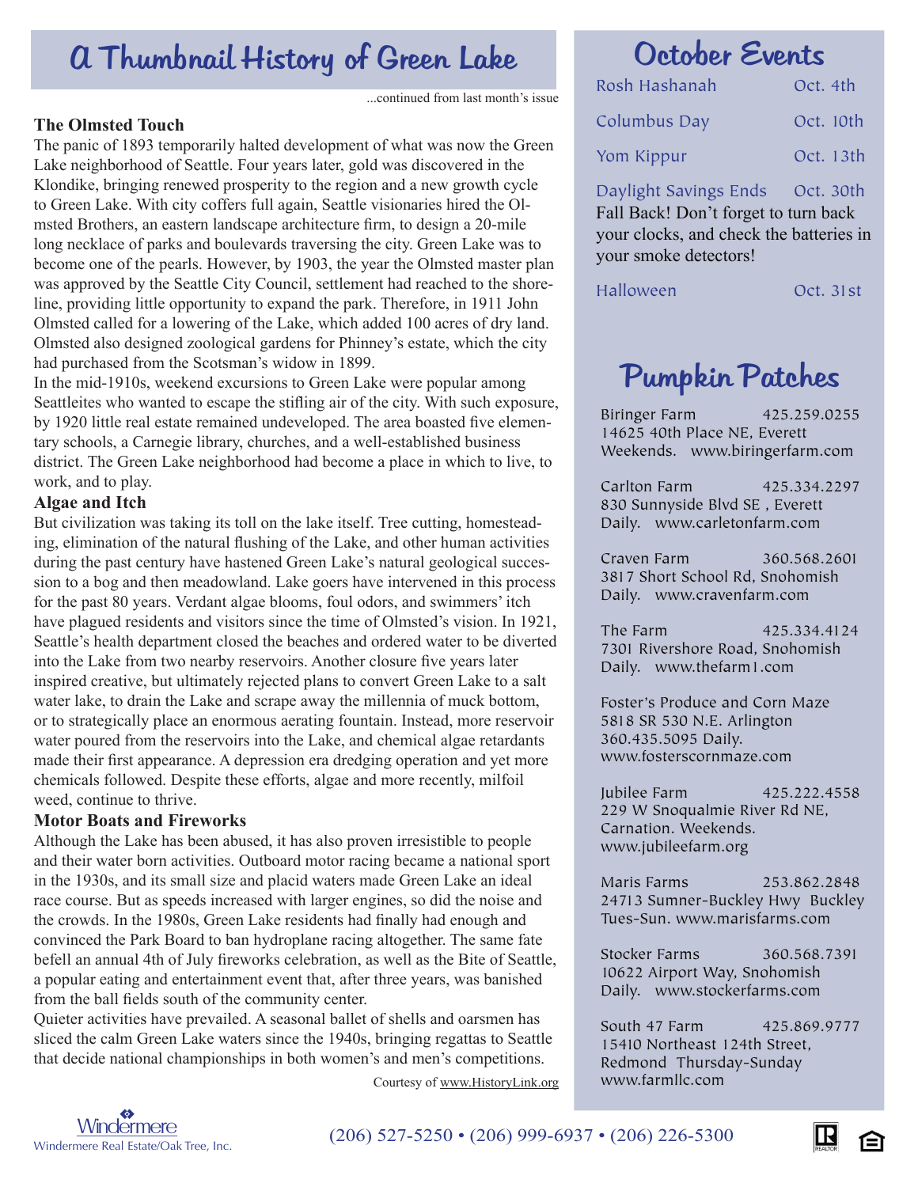# A Thumbnail History of Green Lake

...continued from last month's issue

### The Olmsted Touch

The panic of 1893 temporarily halted development of what was now the Green Lake neighborhood of Seattle. Four years later, gold was discovered in the Klondike, bringing renewed prosperity to the region and a new growth cycle to Green Lake. With city coffers full again, Seattle visionaries hired the Olmsted Brothers, an eastern landscape architecture firm, to design a 20-mile long necklace of parks and boulevards traversing the city. Green Lake was to become one of the pearls. However, by 1903, the year the Olmsted master plan was approved by the Seattle City Council, settlement had reached to the shoreline, providing little opportunity to expand the park. Therefore, in 1911 John Olmsted called for a lowering of the Lake, which added 100 acres of dry land. Olmsted also designed zoological gardens for Phinney's estate, which the city had purchased from the Scotsman's widow in 1899.

In the mid-1910s, weekend excursions to Green Lake were popular among Seattleites who wanted to escape the stifling air of the city. With such exposure, by 1920 little real estate remained undeveloped. The area boasted five elementary schools, a Carnegie library, churches, and a well-established business district. The Green Lake neighborhood had become a place in which to live, to work, and to play.

### Algae and Itch

But civilization was taking its toll on the lake itself. Tree cutting, homesteading, elimination of the natural flushing of the Lake, and other human activities during the past century have hastened Green Lake's natural geological succession to a bog and then meadowland. Lake goers have intervened in this process for the past 80 years. Verdant algae blooms, foul odors, and swimmers' itch have plagued residents and visitors since the time of Olmsted's vision. In 1921, Seattle's health department closed the beaches and ordered water to be diverted into the Lake from two nearby reservoirs. Another closure five years later inspired creative, but ultimately rejected plans to convert Green Lake to a salt water lake, to drain the Lake and scrape away the millennia of muck bottom, or to strategically place an enormous aerating fountain. Instead, more reservoir water poured from the reservoirs into the Lake, and chemical algae retardants made their first appearance. A depression era dredging operation and yet more chemicals followed. Despite these efforts, algae and more recently, milfoil weed, continue to thrive.

### Motor Boats and Fireworks

Although the Lake has been abused, it has also proven irresistible to people and their water born activities. Outboard motor racing became a national sport in the 1930s, and its small size and placid waters made Green Lake an ideal race course. But as speeds increased with larger engines, so did the noise and the crowds. In the 1980s, Green Lake residents had finally had enough and convinced the Park Board to ban hydroplane racing altogether. The same fate befell an annual 4th of July fireworks celebration, as well as the Bite of Seattle, a popular eating and entertainment event that, after three years, was banished from the ball fields south of the community center.

Quieter activities have prevailed. A seasonal ballet of shells and oarsmen has sliced the calm Green Lake waters since the 1940s, bringing regattas to Seattle that decide national championships in both women's and men's competitions.

Courtesy of www.HistoryLink.org

# October Events

| | |
|---|---|
| Rosh Hashanah | Oct. 4th |
| Columbus Day | Oct. 10th |
| Yom Kippur | Oct. 13th |
| Daylight Savings Ends | Oct. 30th |

Fall Back! Don't forget to turn back your clocks, and check the batteries in your smoke detectors!

| | |
|---|---|
| Halloween | Oct. 31st |

# Pumpkin Patches

Biringer Farm 425.259.0255
14625 40th Place NE, Everett
Weekends. www.biringerfarm.com

Carlton Farm 425.334.2297
830 Sunnyside Blvd SE , Everett
Daily. www.carletonfarm.com

Craven Farm 360.568.2601
3817 Short School Rd, Snohomish
Daily. www.cravenfarm.com

The Farm 425.334.4124
7301 Rivershore Road, Snohomish
Daily. www.thefarm1.com

Foster's Produce and Corn Maze
5818 SR 530 N.E. Arlington
360.435.5095 Daily.
www.fosterscornmaze.com

Jubilee Farm 425.222.4558
229 W Snoqualmie River Rd NE,
Carnation. Weekends.
www.jubileefarm.org

Maris Farms 253.862.2848
24713 Sumner-Buckley Hwy Buckley
Tues-Sun. www.marisfarms.com

Stocker Farms 360.568.7391
10622 Airport Way, Snohomish
Daily. www.stockerfarms.com

South 47 Farm 425.869.9777
15410 Northeast 124th Street,
Redmond Thursday-Sunday
www.farmllc.com

Windermere
Windermere Real Estate/Oak Tree, Inc.

(206) 527-5250 • (206) 999-6937 • (206) 226-5300